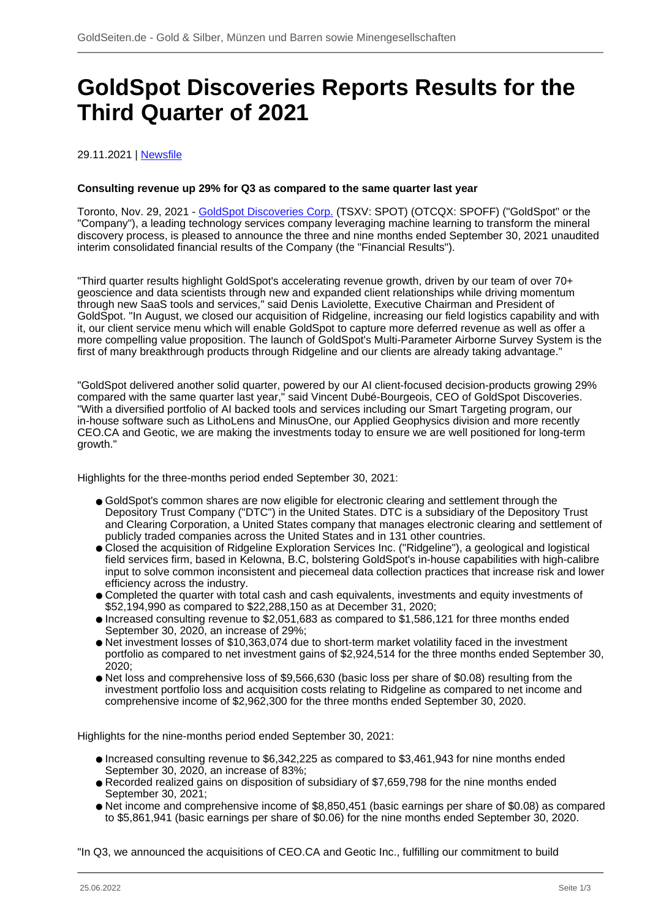# GoldSpot Discoveries Reports Results for the Third Quarter of 2021

29.11.2021 | Newsfile

**Consulting revenue up 29% for Q3 as compared to the same quarter last year**

Toronto, Nov. 29, 2021 - GoldSpot Discoveries Corp. (TSXV: SPOT) (OTCQX: SPOFF) ("GoldSpot" or the "Company"), a leading technology services company leveraging machine learning to transform the mineral discovery process, is pleased to announce the three and nine months ended September 30, 2021 unaudited interim consolidated financial results of the Company (the "Financial Results").

"Third quarter results highlight GoldSpot's accelerating revenue growth, driven by our team of over 70+ geoscience and data scientists through new and expanded client relationships while driving momentum through new SaaS tools and services," said Denis Laviolette, Executive Chairman and President of GoldSpot. "In August, we closed our acquisition of Ridgeline, increasing our field logistics capability and with it, our client service menu which will enable GoldSpot to capture more deferred revenue as well as offer a more compelling value proposition. The launch of GoldSpot's Multi-Parameter Airborne Survey System is the first of many breakthrough products through Ridgeline and our clients are already taking advantage."

"GoldSpot delivered another solid quarter, powered by our AI client-focused decision-products growing 29% compared with the same quarter last year," said Vincent Dubé-Bourgeois, CEO of GoldSpot Discoveries. "With a diversified portfolio of AI backed tools and services including our Smart Targeting program, our in-house software such as LithoLens and MinusOne, our Applied Geophysics division and more recently CEO.CA and Geotic, we are making the investments today to ensure we are well positioned for long-term growth."

Highlights for the three-months period ended September 30, 2021:

- GoldSpot's common shares are now eligible for electronic clearing and settlement through the Depository Trust Company ("DTC") in the United States. DTC is a subsidiary of the Depository Trust and Clearing Corporation, a United States company that manages electronic clearing and settlement of publicly traded companies across the United States and in 131 other countries.
- Closed the acquisition of Ridgeline Exploration Services Inc. ("Ridgeline"), a geological and logistical field services firm, based in Kelowna, B.C, bolstering GoldSpot's in-house capabilities with high-calibre input to solve common inconsistent and piecemeal data collection practices that increase risk and lower efficiency across the industry.
- Completed the quarter with total cash and cash equivalents, investments and equity investments of $52,194,990 as compared to $22,288,150 as at December 31, 2020;
- Increased consulting revenue to $2,051,683 as compared to $1,586,121 for three months ended September 30, 2020, an increase of 29%;
- Net investment losses of $10,363,074 due to short-term market volatility faced in the investment portfolio as compared to net investment gains of $2,924,514 for the three months ended September 30, 2020;
- Net loss and comprehensive loss of $9,566,630 (basic loss per share of $0.08) resulting from the investment portfolio loss and acquisition costs relating to Ridgeline as compared to net income and comprehensive income of $2,962,300 for the three months ended September 30, 2020.

Highlights for the nine-months period ended September 30, 2021:

- Increased consulting revenue to $6,342,225 as compared to $3,461,943 for nine months ended September 30, 2020, an increase of 83%;
- Recorded realized gains on disposition of subsidiary of $7,659,798 for the nine months ended September 30, 2021;
- Net income and comprehensive income of $8,850,451 (basic earnings per share of $0.08) as compared to $5,861,941 (basic earnings per share of $0.06) for the nine months ended September 30, 2020.

"In Q3, we announced the acquisitions of CEO.CA and Geotic Inc., fulfilling our commitment to build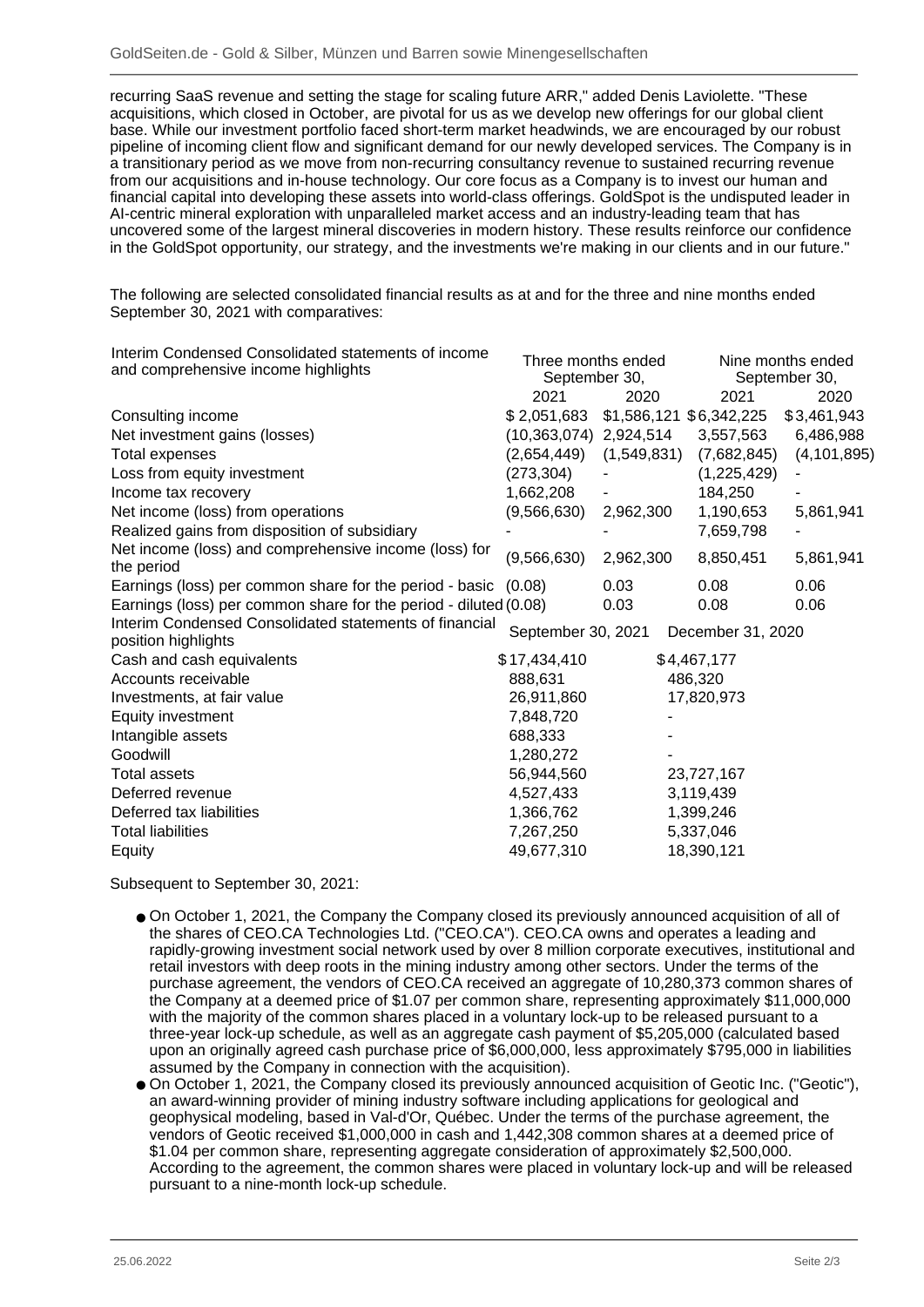recurring SaaS revenue and setting the stage for scaling future ARR," added Denis Laviolette. "These acquisitions, which closed in October, are pivotal for us as we develop new offerings for our global client base. While our investment portfolio faced short-term market headwinds, we are encouraged by our robust pipeline of incoming client flow and significant demand for our newly developed services. The Company is in a transitionary period as we move from non-recurring consultancy revenue to sustained recurring revenue from our acquisitions and in-house technology. Our core focus as a Company is to invest our human and financial capital into developing these assets into world-class offerings. GoldSpot is the undisputed leader in AI-centric mineral exploration with unparalleled market access and an industry-leading team that has uncovered some of the largest mineral discoveries in modern history. These results reinforce our confidence in the GoldSpot opportunity, our strategy, and the investments we're making in our clients and in our future."

The following are selected consolidated financial results as at and for the three and nine months ended September 30, 2021 with comparatives:

| Interim Condensed Consolidated statements of income and comprehensive income highlights | Three months ended September 30, | | Nine months ended September 30, | |
|---|---|---|---|---|
| | 2021 | 2020 | 2021 | 2020 |
| Consulting income | $ 2,051,683 | $1,586,121 | $ 6,342,225 | $ 3,461,943 |
| Net investment gains (losses) | (10,363,074) | 2,924,514 | 3,557,563 | 6,486,988 |
| Total expenses | (2,654,449) | (1,549,831) | (7,682,845) | (4,101,895) |
| Loss from equity investment | (273,304) | - | (1,225,429) | - |
| Income tax recovery | 1,662,208 | - | 184,250 | - |
| Net income (loss) from operations | (9,566,630) | 2,962,300 | 1,190,653 | 5,861,941 |
| Realized gains from disposition of subsidiary | - | - | 7,659,798 | - |
| Net income (loss) and comprehensive income (loss) for the period | (9,566,630) | 2,962,300 | 8,850,451 | 5,861,941 |
| Earnings (loss) per common share for the period - basic | (0.08) | 0.03 | 0.08 | 0.06 |
| Earnings (loss) per common share for the period - diluted | (0.08) | 0.03 | 0.08 | 0.06 |

| Interim Condensed Consolidated statements of financial position highlights | September 30, 2021 | December 31, 2020 |
|---|---|---|
| Cash and cash equivalents | $ 17,434,410 | $ 4,467,177 |
| Accounts receivable | 888,631 | 486,320 |
| Investments, at fair value | 26,911,860 | 17,820,973 |
| Equity investment | 7,848,720 | - |
| Intangible assets | 688,333 | - |
| Goodwill | 1,280,272 | - |
| Total assets | 56,944,560 | 23,727,167 |
| Deferred revenue | 4,527,433 | 3,119,439 |
| Deferred tax liabilities | 1,366,762 | 1,399,246 |
| Total liabilities | 7,267,250 | 5,337,046 |
| Equity | 49,677,310 | 18,390,121 |

Subsequent to September 30, 2021:

- On October 1, 2021, the Company the Company closed its previously announced acquisition of all of the shares of CEO.CA Technologies Ltd. ("CEO.CA"). CEO.CA owns and operates a leading and rapidly-growing investment social network used by over 8 million corporate executives, institutional and retail investors with deep roots in the mining industry among other sectors. Under the terms of the purchase agreement, the vendors of CEO.CA received an aggregate of 10,280,373 common shares of the Company at a deemed price of $1.07 per common share, representing approximately $11,000,000 with the majority of the common shares placed in a voluntary lock-up to be released pursuant to a three-year lock-up schedule, as well as an aggregate cash payment of $5,205,000 (calculated based upon an originally agreed cash purchase price of $6,000,000, less approximately $795,000 in liabilities assumed by the Company in connection with the acquisition).
- On October 1, 2021, the Company closed its previously announced acquisition of Geotic Inc. ("Geotic"), an award-winning provider of mining industry software including applications for geological and geophysical modeling, based in Val-d'Or, Québec. Under the terms of the purchase agreement, the vendors of Geotic received $1,000,000 in cash and 1,442,308 common shares at a deemed price of $1.04 per common share, representing aggregate consideration of approximately $2,500,000. According to the agreement, the common shares were placed in voluntary lock-up and will be released pursuant to a nine-month lock-up schedule.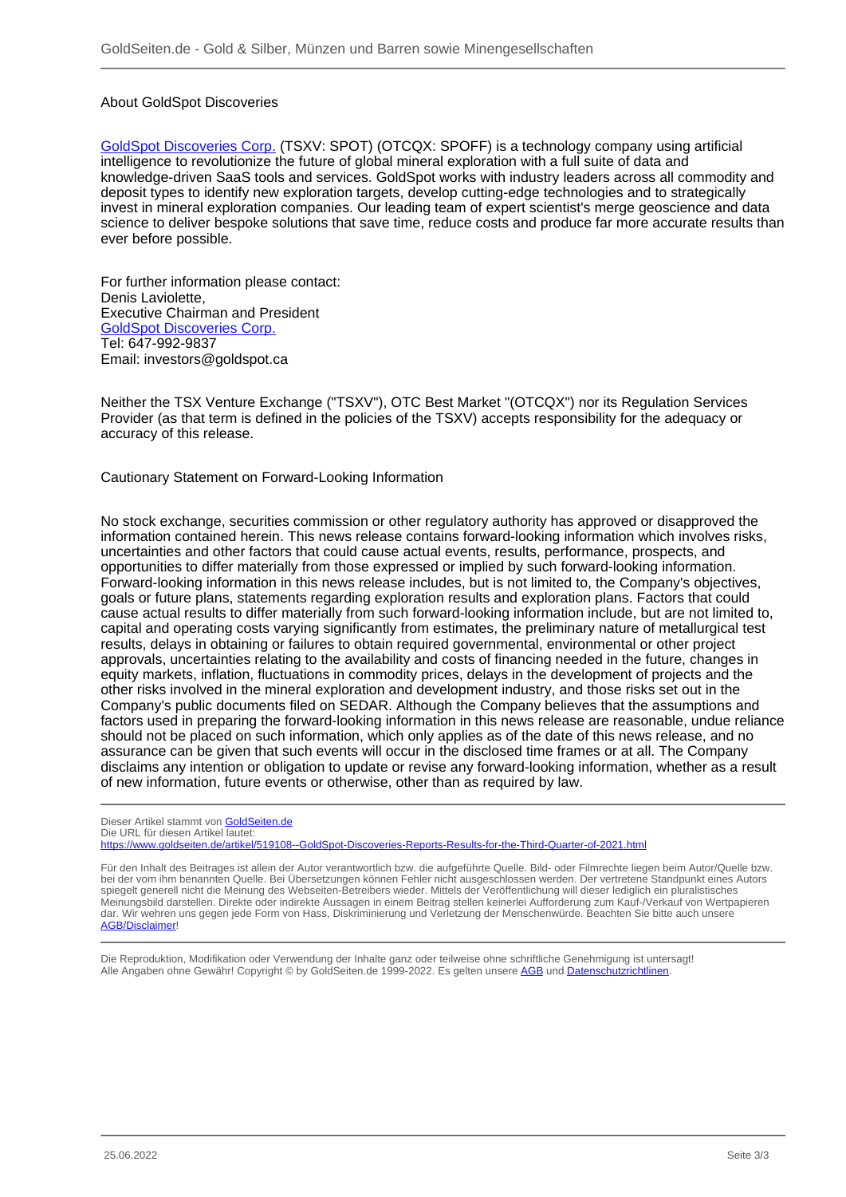## About GoldSpot Discoveries

GoldSpot Discoveries Corp. (TSXV: SPOT) (OTCQX: SPOFF) is a technology company using artificial intelligence to revolutionize the future of global mineral exploration with a full suite of data and knowledge-driven SaaS tools and services. GoldSpot works with industry leaders across all commodity and deposit types to identify new exploration targets, develop cutting-edge technologies and to strategically invest in mineral exploration companies. Our leading team of expert scientist's merge geoscience and data science to deliver bespoke solutions that save time, reduce costs and produce far more accurate results than ever before possible.

For further information please contact:
Denis Laviolette,
Executive Chairman and President
GoldSpot Discoveries Corp.
Tel: 647-992-9837
Email: investors@goldspot.ca

Neither the TSX Venture Exchange ("TSXV"), OTC Best Market "(OTCQX") nor its Regulation Services Provider (as that term is defined in the policies of the TSXV) accepts responsibility for the adequacy or accuracy of this release.

## Cautionary Statement on Forward-Looking Information

No stock exchange, securities commission or other regulatory authority has approved or disapproved the information contained herein. This news release contains forward-looking information which involves risks, uncertainties and other factors that could cause actual events, results, performance, prospects, and opportunities to differ materially from those expressed or implied by such forward-looking information. Forward-looking information in this news release includes, but is not limited to, the Company's objectives, goals or future plans, statements regarding exploration results and exploration plans. Factors that could cause actual results to differ materially from such forward-looking information include, but are not limited to, capital and operating costs varying significantly from estimates, the preliminary nature of metallurgical test results, delays in obtaining or failures to obtain required governmental, environmental or other project approvals, uncertainties relating to the availability and costs of financing needed in the future, changes in equity markets, inflation, fluctuations in commodity prices, delays in the development of projects and the other risks involved in the mineral exploration and development industry, and those risks set out in the Company's public documents filed on SEDAR. Although the Company believes that the assumptions and factors used in preparing the forward-looking information in this news release are reasonable, undue reliance should not be placed on such information, which only applies as of the date of this news release, and no assurance can be given that such events will occur in the disclosed time frames or at all. The Company disclaims any intention or obligation to update or revise any forward-looking information, whether as a result of new information, future events or otherwise, other than as required by law.

---

Dieser Artikel stammt von GoldSeiten.de
Die URL für diesen Artikel lautet:
https://www.goldseiten.de/artikel/519108--GoldSpot-Discoveries-Reports-Results-for-the-Third-Quarter-of-2021.html

Für den Inhalt des Beitrages ist allein der Autor verantwortlich bzw. die aufgeführte Quelle. Bild- oder Filmrechte liegen beim Autor/Quelle bzw. bei der vom ihm benannten Quelle. Bei Übersetzungen können Fehler nicht ausgeschlossen werden. Der vertretene Standpunkt eines Autors spiegelt generell nicht die Meinung des Webseiten-Betreibers wieder. Mittels der Veröffentlichung will dieser lediglich ein pluralistisches Meinungsbild darstellen. Direkte oder indirekte Aussagen in einem Beitrag stellen keinerlei Aufforderung zum Kauf-/Verkauf von Wertpapieren dar. Wir wehren uns gegen jede Form von Hass, Diskriminierung und Verletzung der Menschenwürde. Beachten Sie bitte auch unsere AGB/Disclaimer!

---

Die Reproduktion, Modifikation oder Verwendung der Inhalte ganz oder teilweise ohne schriftliche Genehmigung ist untersagt!
Alle Angaben ohne Gewähr! Copyright © by GoldSeiten.de 1999-2022. Es gelten unsere AGB und Datenschutzrichtlinen.